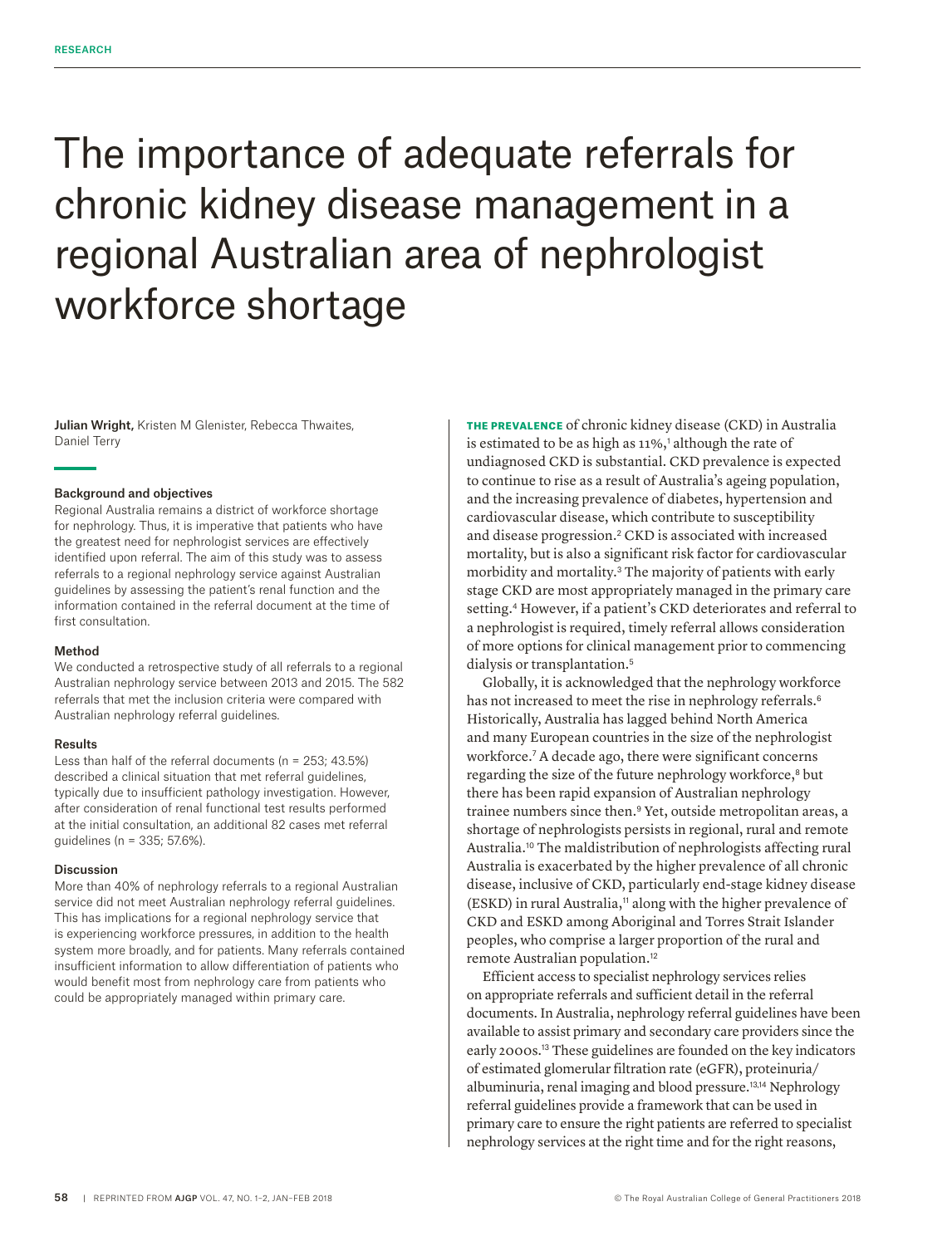RESEARCH

# The importance of adequate referrals for chronic kidney disease management in a regional Australian area of nephrologist workforce shortage

**Julian Wright,** Kristen M Glenister, Rebecca Thwaites, Daniel Terry

### Background and objectives

Regional Australia remains a district of workforce shortage for nephrology. Thus, it is imperative that patients who have the greatest need for nephrologist services are effectively identified upon referral. The aim of this study was to assess referrals to a regional nephrology service against Australian guidelines by assessing the patient's renal function and the information contained in the referral document at the time of first consultation.

### Method

We conducted a retrospective study of all referrals to a regional Australian nephrology service between 2013 and 2015. The 582 referrals that met the inclusion criteria were compared with Australian nephrology referral guidelines.

### Results

Less than half of the referral documents (n = 253; 43.5%) described a clinical situation that met referral guidelines, typically due to insufficient pathology investigation. However, after consideration of renal functional test results performed at the initial consultation, an additional 82 cases met referral guidelines (n = 335; 57.6%).

### Discussion

More than 40% of nephrology referrals to a regional Australian service did not meet Australian nephrology referral guidelines. This has implications for a regional nephrology service that is experiencing workforce pressures, in addition to the health system more broadly, and for patients. Many referrals contained insufficient information to allow differentiation of patients who would benefit most from nephrology care from patients who could be appropriately managed within primary care.

**THE PREVALENCE** of chronic kidney disease (CKD) in Australia is estimated to be as high as 11%,[1] although the rate of undiagnosed CKD is substantial. CKD prevalence is expected to continue to rise as a result of Australia's ageing population, and the increasing prevalence of diabetes, hypertension and cardiovascular disease, which contribute to susceptibility and disease progression.[2] CKD is associated with increased mortality, but is also a significant risk factor for cardiovascular morbidity and mortality.[3] The majority of patients with early stage CKD are most appropriately managed in the primary care setting.[4] However, if a patient's CKD deteriorates and referral to a nephrologist is required, timely referral allows consideration of more options for clinical management prior to commencing dialysis or transplantation.[5]

Globally, it is acknowledged that the nephrology workforce has not increased to meet the rise in nephrology referrals.[6] Historically, Australia has lagged behind North America and many European countries in the size of the nephrologist workforce.[7] A decade ago, there were significant concerns regarding the size of the future nephrology workforce,[8] but there has been rapid expansion of Australian nephrology trainee numbers since then.[9] Yet, outside metropolitan areas, a shortage of nephrologists persists in regional, rural and remote Australia.[10] The maldistribution of nephrologists affecting rural Australia is exacerbated by the higher prevalence of all chronic disease, inclusive of CKD, particularly end-stage kidney disease (ESKD) in rural Australia,[11] along with the higher prevalence of CKD and ESKD among Aboriginal and Torres Strait Islander peoples, who comprise a larger proportion of the rural and remote Australian population.[12]

Efficient access to specialist nephrology services relies on appropriate referrals and sufficient detail in the referral documents. In Australia, nephrology referral guidelines have been available to assist primary and secondary care providers since the early 2000s.[13] These guidelines are founded on the key indicators of estimated glomerular filtration rate (eGFR), proteinuria/albuminuria, renal imaging and blood pressure.[13,14] Nephrology referral guidelines provide a framework that can be used in primary care to ensure the right patients are referred to specialist nephrology services at the right time and for the right reasons,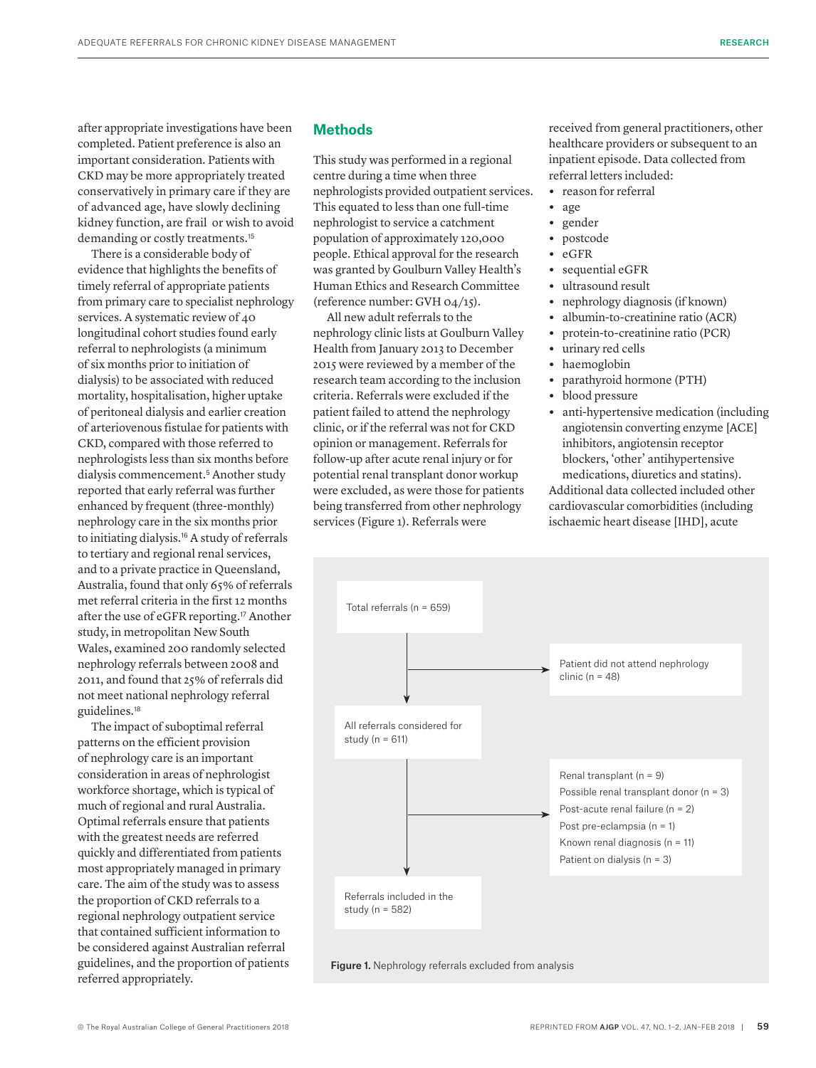after appropriate investigations have been completed. Patient preference is also an important consideration. Patients with CKD may be more appropriately treated conservatively in primary care if they are of advanced age, have slowly declining kidney function, are frail or wish to avoid demanding or costly treatments.[15]

There is a considerable body of evidence that highlights the benefits of timely referral of appropriate patients from primary care to specialist nephrology services. A systematic review of 40 longitudinal cohort studies found early referral to nephrologists (a minimum of six months prior to initiation of dialysis) to be associated with reduced mortality, hospitalisation, higher uptake of peritoneal dialysis and earlier creation of arteriovenous fistulae for patients with CKD, compared with those referred to nephrologists less than six months before dialysis commencement.[5] Another study reported that early referral was further enhanced by frequent (three-monthly) nephrology care in the six months prior to initiating dialysis.[16] A study of referrals to tertiary and regional renal services, and to a private practice in Queensland, Australia, found that only 65% of referrals met referral criteria in the first 12 months after the use of eGFR reporting.[17] Another study, in metropolitan New South Wales, examined 200 randomly selected nephrology referrals between 2008 and 2011, and found that 25% of referrals did not meet national nephrology referral guidelines.[18]

The impact of suboptimal referral patterns on the efficient provision of nephrology care is an important consideration in areas of nephrologist workforce shortage, which is typical of much of regional and rural Australia. Optimal referrals ensure that patients with the greatest needs are referred quickly and differentiated from patients most appropriately managed in primary care. The aim of the study was to assess the proportion of CKD referrals to a regional nephrology outpatient service that contained sufficient information to be considered against Australian referral guidelines, and the proportion of patients referred appropriately.

## Methods

This study was performed in a regional centre during a time when three nephrologists provided outpatient services. This equated to less than one full-time nephrologist to service a catchment population of approximately 120,000 people. Ethical approval for the research was granted by Goulburn Valley Health's Human Ethics and Research Committee (reference number: GVH 04/15).

All new adult referrals to the nephrology clinic lists at Goulburn Valley Health from January 2013 to December 2015 were reviewed by a member of the research team according to the inclusion criteria. Referrals were excluded if the patient failed to attend the nephrology clinic, or if the referral was not for CKD opinion or management. Referrals for follow-up after acute renal injury or for potential renal transplant donor workup were excluded, as were those for patients being transferred from other nephrology services (Figure 1). Referrals were received from general practitioners, other healthcare providers or subsequent to an inpatient episode. Data collected from referral letters included:

- reason for referral
- age
- gender
- postcode
- eGFR
- sequential eGFR
- ultrasound result
- nephrology diagnosis (if known)
- albumin-to-creatinine ratio (ACR)
- protein-to-creatinine ratio (PCR)
- urinary red cells
- haemoglobin
- parathyroid hormone (PTH)
- blood pressure
- anti-hypertensive medication (including angiotensin converting enzyme [ACE] inhibitors, angiotensin receptor blockers, 'other' antihypertensive medications, diuretics and statins).

Additional data collected included other cardiovascular comorbidities (including ischaemic heart disease [IHD], acute

Total referrals (n = 659)
→ Patient did not attend nephrology clinic (n = 48)

All referrals considered for study (n = 611)
→ Renal transplant (n = 9)
Possible renal transplant donor (n = 3)
Post-acute renal failure (n = 2)
Post pre-eclampsia (n = 1)
Known renal diagnosis (n = 11)
Patient on dialysis (n = 3)

Referrals included in the study (n = 582)

**Figure 1.** Nephrology referrals excluded from analysis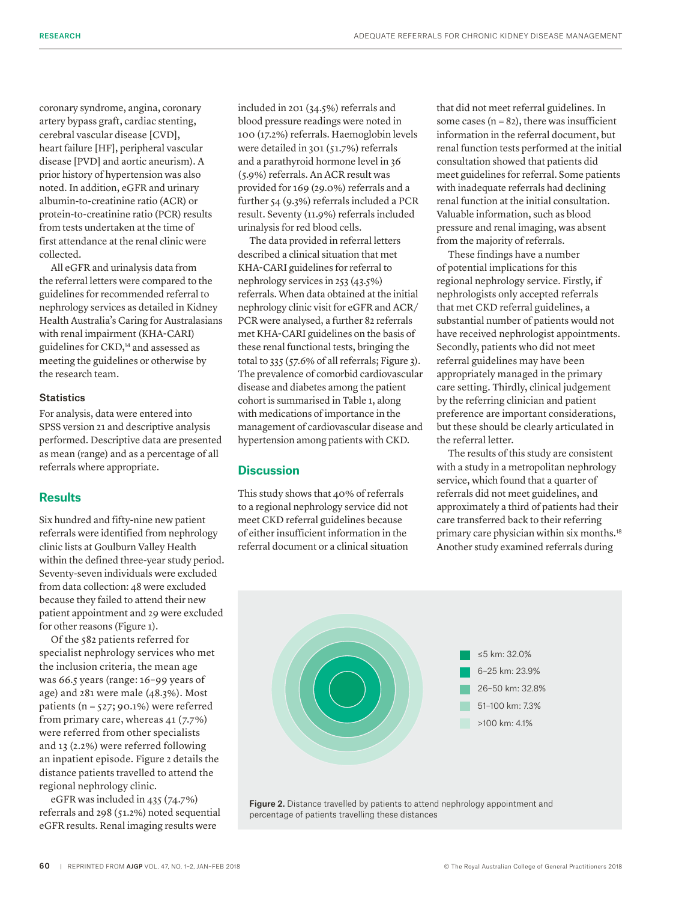coronary syndrome, angina, coronary artery bypass graft, cardiac stenting, cerebral vascular disease [CVD], heart failure [HF], peripheral vascular disease [PVD] and aortic aneurism). A prior history of hypertension was also noted. In addition, eGFR and urinary albumin-to-creatinine ratio (ACR) or protein-to-creatinine ratio (PCR) results from tests undertaken at the time of first attendance at the renal clinic were collected.

All eGFR and urinalysis data from the referral letters were compared to the guidelines for recommended referral to nephrology services as detailed in Kidney Health Australia's Caring for Australasians with renal impairment (KHA-CARI) guidelines for CKD,[14] and assessed as meeting the guidelines or otherwise by the research team.

### Statistics

For analysis, data were entered into SPSS version 21 and descriptive analysis performed. Descriptive data are presented as mean (range) and as a percentage of all referrals where appropriate.

## Results

Six hundred and fifty-nine new patient referrals were identified from nephrology clinic lists at Goulburn Valley Health within the defined three-year study period. Seventy-seven individuals were excluded from data collection: 48 were excluded because they failed to attend their new patient appointment and 29 were excluded for other reasons (Figure 1).

Of the 582 patients referred for specialist nephrology services who met the inclusion criteria, the mean age was 66.5 years (range: 16–99 years of age) and 281 were male (48.3%). Most patients (n = 527; 90.1%) were referred from primary care, whereas 41 (7.7%) were referred from other specialists and 13 (2.2%) were referred following an inpatient episode. Figure 2 details the distance patients travelled to attend the regional nephrology clinic.

eGFR was included in 435 (74.7%) referrals and 298 (51.2%) noted sequential eGFR results. Renal imaging results were included in 201 (34.5%) referrals and blood pressure readings were noted in 100 (17.2%) referrals. Haemoglobin levels were detailed in 301 (51.7%) referrals and a parathyroid hormone level in 36 (5.9%) referrals. An ACR result was provided for 169 (29.0%) referrals and a further 54 (9.3%) referrals included a PCR result. Seventy (11.9%) referrals included urinalysis for red blood cells.

The data provided in referral letters described a clinical situation that met KHA-CARI guidelines for referral to nephrology services in 253 (43.5%) referrals. When data obtained at the initial nephrology clinic visit for eGFR and ACR/PCR were analysed, a further 82 referrals met KHA-CARI guidelines on the basis of these renal functional tests, bringing the total to 335 (57.6% of all referrals; Figure 3). The prevalence of comorbid cardiovascular disease and diabetes among the patient cohort is summarised in Table 1, along with medications of importance in the management of cardiovascular disease and hypertension among patients with CKD.

## Discussion

This study shows that 40% of referrals to a regional nephrology service did not meet CKD referral guidelines because of either insufficient information in the referral document or a clinical situation that did not meet referral guidelines. In some cases (n = 82), there was insufficient information in the referral document, but renal function tests performed at the initial consultation showed that patients did meet guidelines for referral. Some patients with inadequate referrals had declining renal function at the initial consultation. Valuable information, such as blood pressure and renal imaging, was absent from the majority of referrals.

These findings have a number of potential implications for this regional nephrology service. Firstly, if nephrologists only accepted referrals that met CKD referral guidelines, a substantial number of patients would not have received nephrologist appointments. Secondly, patients who did not meet referral guidelines may have been appropriately managed in the primary care setting. Thirdly, clinical judgement by the referring clinician and patient preference are important considerations, but these should be clearly articulated in the referral letter.

The results of this study are consistent with a study in a metropolitan nephrology service, which found that a quarter of referrals did not meet guidelines, and approximately a third of patients had their care transferred back to their referring primary care physician within six months.[18] Another study examined referrals during

- ≤5 km: 32.0%
- 6–25 km: 23.9%
- 26–50 km: 32.8%
- 51–100 km: 7.3%
- >100 km: 4.1%

**Figure 2.** Distance travelled by patients to attend nephrology appointment and percentage of patients travelling these distances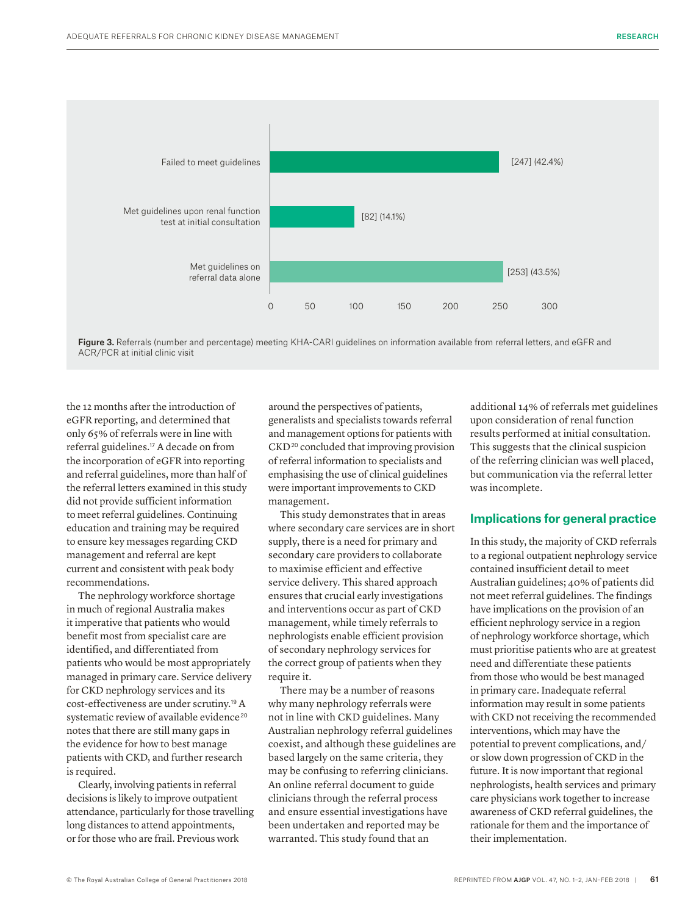Figure 3. Referrals (number and percentage) meeting KHA-CARI guidelines on information available from referral letters, and eGFR and ACR/PCR at initial clinic visit

the 12 months after the introduction of eGFR reporting, and determined that only 65% of referrals were in line with referral guidelines.[17] A decade on from the incorporation of eGFR into reporting and referral guidelines, more than half of the referral letters examined in this study did not provide sufficient information to meet referral guidelines. Continuing education and training may be required to ensure key messages regarding CKD management and referral are kept current and consistent with peak body recommendations.

The nephrology workforce shortage in much of regional Australia makes it imperative that patients who would benefit most from specialist care are identified, and differentiated from patients who would be most appropriately managed in primary care. Service delivery for CKD nephrology services and its cost-effectiveness are under scrutiny.[19] A systematic review of available evidence[20] notes that there are still many gaps in the evidence for how to best manage patients with CKD, and further research is required.

Clearly, involving patients in referral decisions is likely to improve outpatient attendance, particularly for those travelling long distances to attend appointments, or for those who are frail. Previous work around the perspectives of patients, generalists and specialists towards referral and management options for patients with CKD[20] concluded that improving provision of referral information to specialists and emphasising the use of clinical guidelines were important improvements to CKD management.

This study demonstrates that in areas where secondary care services are in short supply, there is a need for primary and secondary care providers to collaborate to maximise efficient and effective service delivery. This shared approach ensures that crucial early investigations and interventions occur as part of CKD management, while timely referrals to nephrologists enable efficient provision of secondary nephrology services for the correct group of patients when they require it.

There may be a number of reasons why many nephrology referrals were not in line with CKD guidelines. Many Australian nephrology referral guidelines coexist, and although these guidelines are based largely on the same criteria, they may be confusing to referring clinicians. An online referral document to guide clinicians through the referral process and ensure essential investigations have been undertaken and reported may be warranted. This study found that an additional 14% of referrals met guidelines upon consideration of renal function results performed at initial consultation. This suggests that the clinical suspicion of the referring clinician was well placed, but communication via the referral letter was incomplete.

## Implications for general practice

In this study, the majority of CKD referrals to a regional outpatient nephrology service contained insufficient detail to meet Australian guidelines; 40% of patients did not meet referral guidelines. The findings have implications on the provision of an efficient nephrology service in a region of nephrology workforce shortage, which must prioritise patients who are at greatest need and differentiate these patients from those who would be best managed in primary care. Inadequate referral information may result in some patients with CKD not receiving the recommended interventions, which may have the potential to prevent complications, and/or slow down progression of CKD in the future. It is now important that regional nephrologists, health services and primary care physicians work together to increase awareness of CKD referral guidelines, the rationale for them and the importance of their implementation.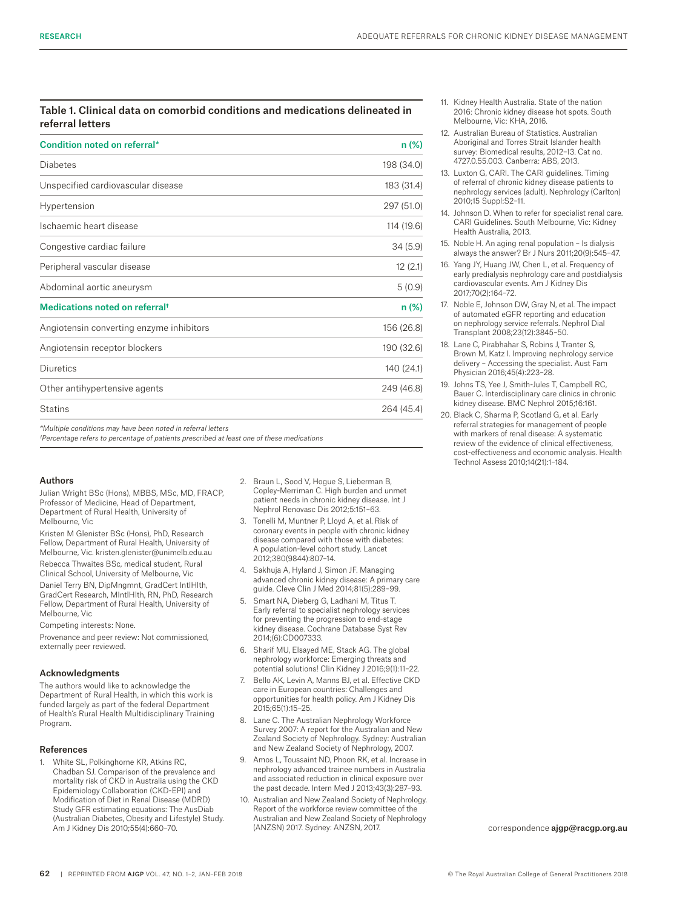### Table 1. Clinical data on comorbid conditions and medications delineated in referral letters

| Condition noted on referral* | n (%) |
|---|---|
| Diabetes | 198 (34.0) |
| Unspecified cardiovascular disease | 183 (31.4) |
| Hypertension | 297 (51.0) |
| Ischaemic heart disease | 114 (19.6) |
| Congestive cardiac failure | 34 (5.9) |
| Peripheral vascular disease | 12 (2.1) |
| Abdominal aortic aneurysm | 5 (0.9) |
| **Medications noted on referral†** | **n (%)** |
| Angiotensin converting enzyme inhibitors | 156 (26.8) |
| Angiotensin receptor blockers | 190 (32.6) |
| Diuretics | 140 (24.1) |
| Other antihypertensive agents | 249 (46.8) |
| Statins | 264 (45.4) |

*Multiple conditions may have been noted in referral letters

†Percentage refers to percentage of patients prescribed at least one of these medications

### Authors

Julian Wright BSc (Hons), MBBS, MSc, MD, FRACP, Professor of Medicine, Head of Department, Department of Rural Health, University of Melbourne, Vic

Kristen M Glenister BSc (Hons), PhD, Research Fellow, Department of Rural Health, University of Melbourne, Vic. kristen.glenister@unimelb.edu.au

Rebecca Thwaites BSc, medical student, Rural Clinical School, University of Melbourne, Vic

Daniel Terry BN, DipMngmnt, GradCert IntlHlth, GradCert Research, MIntlHlth, RN, PhD, Research Fellow, Department of Rural Health, University of Melbourne, Vic

Competing interests: None.

Provenance and peer review: Not commissioned, externally peer reviewed.

### Acknowledgments

The authors would like to acknowledge the Department of Rural Health, in which this work is funded largely as part of the federal Department of Health's Rural Health Multidisciplinary Training Program.

### References

1. White SL, Polkinghorne KR, Atkins RC, Chadban SJ. Comparison of the prevalence and mortality risk of CKD in Australia using the CKD Epidemiology Collaboration (CKD-EPI) and Modification of Diet in Renal Disease (MDRD) Study GFR estimating equations: The AusDiab (Australian Diabetes, Obesity and Lifestyle) Study. Am J Kidney Dis 2010;55(4):660–70.
2. Braun L, Sood V, Hogue S, Lieberman B, Copley-Merriman C. High burden and unmet patient needs in chronic kidney disease. Int J Nephrol Renovasc Dis 2012;5:151–63.
3. Tonelli M, Muntner P, Lloyd A, et al. Risk of coronary events in people with chronic kidney disease compared with those with diabetes: A population-level cohort study. Lancet 2012;380(9844):807–14.
4. Sakhuja A, Hyland J, Simon JF. Managing advanced chronic kidney disease: A primary care guide. Cleve Clin J Med 2014;81(5):289–99.
5. Smart NA, Dieberg G, Ladhani M, Titus T. Early referral to specialist nephrology services for preventing the progression to end-stage kidney disease. Cochrane Database Syst Rev 2014;(6):CD007333.
6. Sharif MU, Elsayed ME, Stack AG. The global nephrology workforce: Emerging threats and potential solutions! Clin Kidney J 2016;9(1):11–22.
7. Bello AK, Levin A, Manns BJ, et al. Effective CKD care in European countries: Challenges and opportunities for health policy. Am J Kidney Dis 2015;65(1):15–25.
8. Lane C. The Australian Nephrology Workforce Survey 2007: A report for the Australian and New Zealand Society of Nephrology. Sydney: Australian and New Zealand Society of Nephrology, 2007.
9. Amos L, Toussaint ND, Phoon RK, et al. Increase in nephrology advanced trainee numbers in Australia and associated reduction in clinical exposure over the past decade. Intern Med J 2013;43(3):287–93.
10. Australian and New Zealand Society of Nephrology. Report of the workforce review committee of the Australian and New Zealand Society of Nephrology (ANZSN) 2017. Sydney: ANZSN, 2017.
11. Kidney Health Australia. State of the nation 2016: Chronic kidney disease hot spots. South Melbourne, Vic: KHA, 2016.
12. Australian Bureau of Statistics. Australian Aboriginal and Torres Strait Islander health survey: Biomedical results, 2012–13. Cat no. 4727.0.55.003. Canberra: ABS, 2013.
13. Luxton G, CARI. The CARI guidelines. Timing of referral of chronic kidney disease patients to nephrology services (adult). Nephrology (Carlton) 2010;15 Suppl:S2–11.
14. Johnson D. When to refer for specialist renal care. CARI Guidelines. South Melbourne, Vic: Kidney Health Australia, 2013.
15. Noble H. An aging renal population – Is dialysis always the answer? Br J Nurs 2011;20(9):545–47.
16. Yang JY, Huang JW, Chen L, et al. Frequency of early predialysis nephrology care and postdialysis cardiovascular events. Am J Kidney Dis 2017;70(2):164–72.
17. Noble E, Johnson DW, Gray N, et al. The impact of automated eGFR reporting and education on nephrology service referrals. Nephrol Dial Transplant 2008;23(12):3845–50.
18. Lane C, Pirabhahar S, Robins J, Tranter S, Brown M, Katz I. Improving nephrology service delivery – Accessing the specialist. Aust Fam Physician 2016;45(4):223–28.
19. Johns TS, Yee J, Smith-Jules T, Campbell RC, Bauer C. Interdisciplinary care clinics in chronic kidney disease. BMC Nephrol 2015;16:161.
20. Black C, Sharma P, Scotland G, et al. Early referral strategies for management of people with markers of renal disease: A systematic review of the evidence of clinical effectiveness, cost-effectiveness and economic analysis. Health Technol Assess 2010;14(21):1–184.

correspondence **ajgp@racgp.org.au**